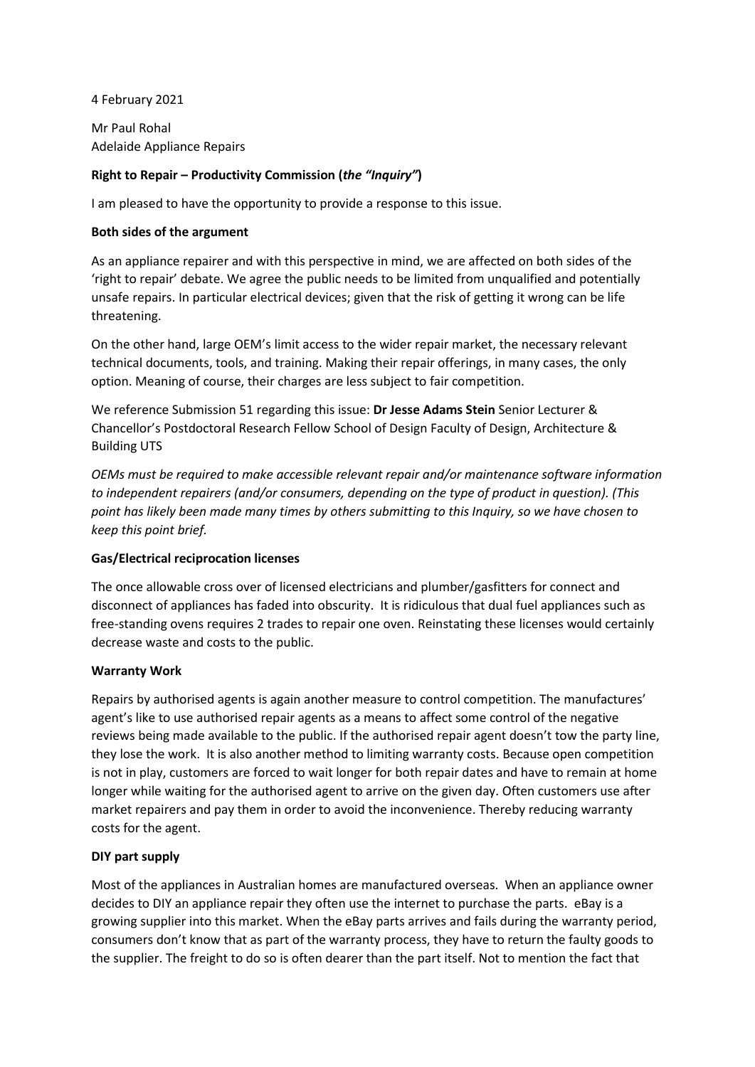4 February 2021

Mr Paul Rohal
Adelaide Appliance Repairs

**Right to Repair – Productivity Commission (*the "Inquiry"*)**

I am pleased to have the opportunity to provide a response to this issue.

**Both sides of the argument**

As an appliance repairer and with this perspective in mind, we are affected on both sides of the 'right to repair' debate. We agree the public needs to be limited from unqualified and potentially unsafe repairs. In particular electrical devices; given that the risk of getting it wrong can be life threatening.

On the other hand, large OEM's limit access to the wider repair market, the necessary relevant technical documents, tools, and training. Making their repair offerings, in many cases, the only option. Meaning of course, their charges are less subject to fair competition.

We reference Submission 51 regarding this issue: **Dr Jesse Adams Stein** Senior Lecturer & Chancellor's Postdoctoral Research Fellow School of Design Faculty of Design, Architecture & Building UTS

*OEMs must be required to make accessible relevant repair and/or maintenance software information to independent repairers (and/or consumers, depending on the type of product in question). (This point has likely been made many times by others submitting to this Inquiry, so we have chosen to keep this point brief.*

**Gas/Electrical reciprocation licenses**

The once allowable cross over of licensed electricians and plumber/gasfitters for connect and disconnect of appliances has faded into obscurity. It is ridiculous that dual fuel appliances such as free-standing ovens requires 2 trades to repair one oven. Reinstating these licenses would certainly decrease waste and costs to the public.

**Warranty Work**

Repairs by authorised agents is again another measure to control competition. The manufactures' agent's like to use authorised repair agents as a means to affect some control of the negative reviews being made available to the public. If the authorised repair agent doesn't tow the party line, they lose the work. It is also another method to limiting warranty costs. Because open competition is not in play, customers are forced to wait longer for both repair dates and have to remain at home longer while waiting for the authorised agent to arrive on the given day. Often customers use after market repairers and pay them in order to avoid the inconvenience. Thereby reducing warranty costs for the agent.

**DIY part supply**

Most of the appliances in Australian homes are manufactured overseas. When an appliance owner decides to DIY an appliance repair they often use the internet to purchase the parts. eBay is a growing supplier into this market. When the eBay parts arrives and fails during the warranty period, consumers don't know that as part of the warranty process, they have to return the faulty goods to the supplier. The freight to do so is often dearer than the part itself. Not to mention the fact that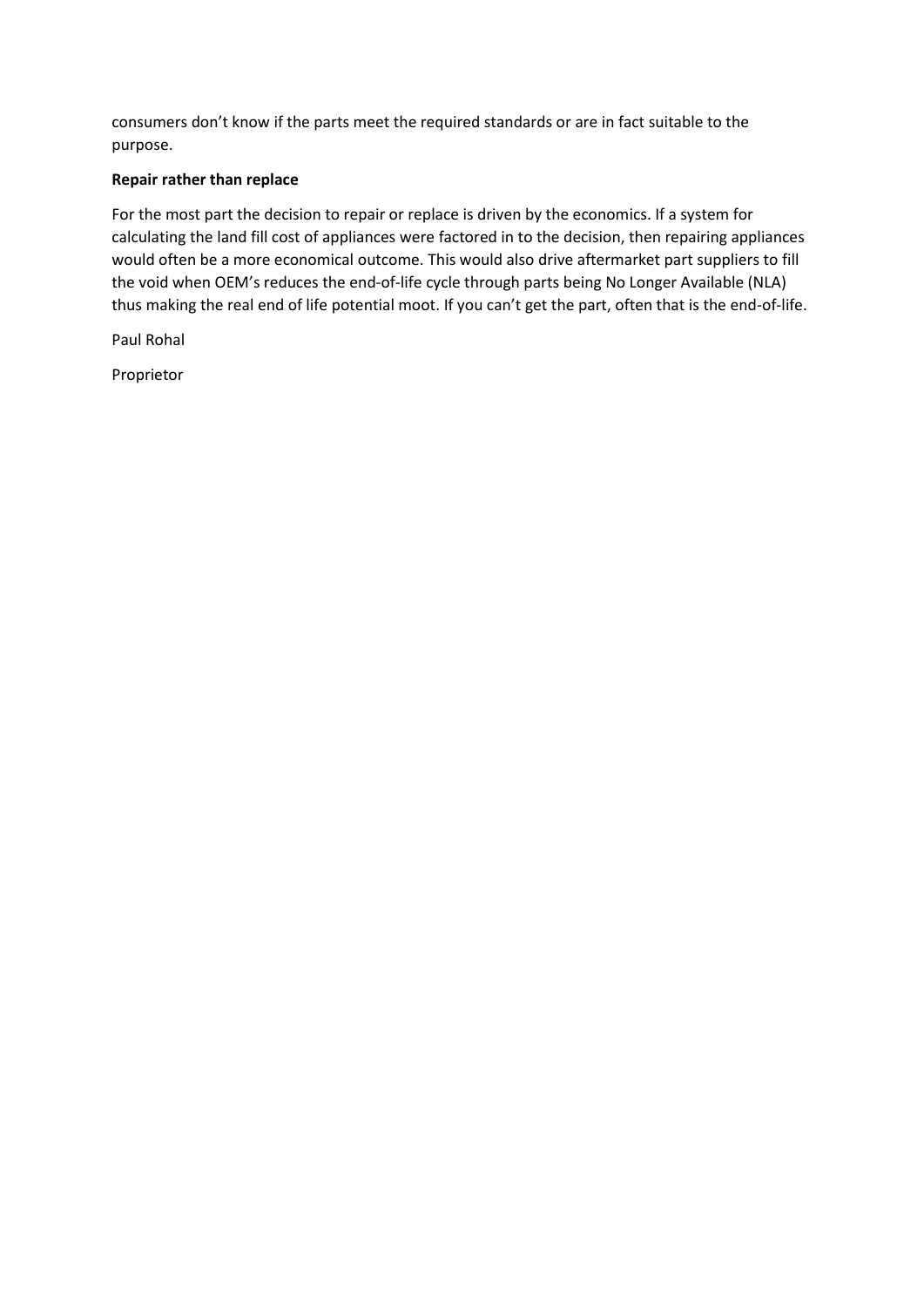consumers don't know if the parts meet the required standards or are in fact suitable to the purpose.

**Repair rather than replace**

For the most part the decision to repair or replace is driven by the economics. If a system for calculating the land fill cost of appliances were factored in to the decision, then repairing appliances would often be a more economical outcome. This would also drive aftermarket part suppliers to fill the void when OEM's reduces the end-of-life cycle through parts being No Longer Available (NLA) thus making the real end of life potential moot. If you can't get the part, often that is the end-of-life.

Paul Rohal

Proprietor